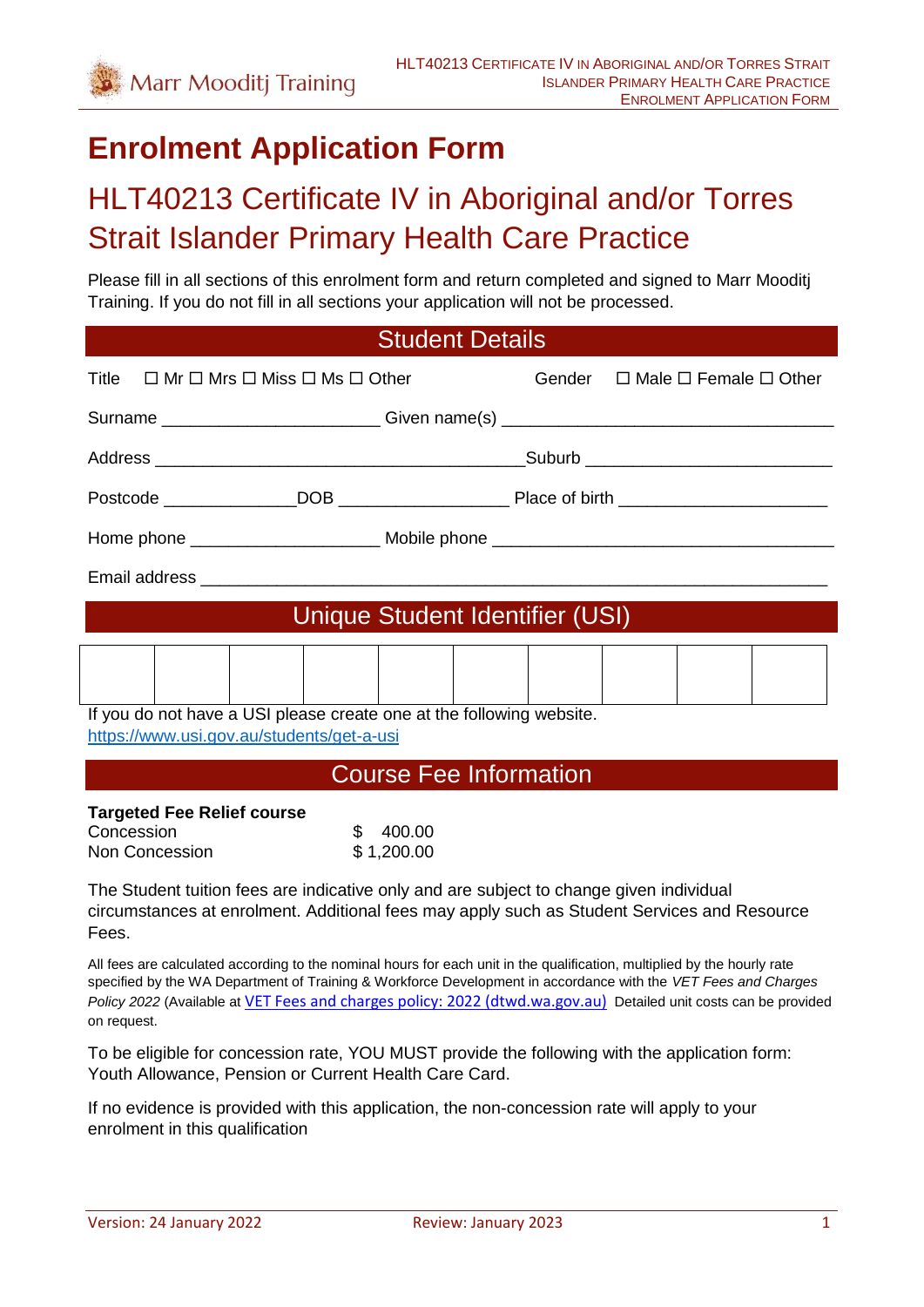# Enrolment Application Form

## HLT40213 Certificate IV in Aboriginal and/or Torres Strait Islander Primary Health Care Practice

Please fill in all sections of this enrolment form and return completed and signed to Marr Mooditj Training. If you do not fill in all sections your application will not be processed.

## Student Details

Title ☐ Mr ☐ Mrs ☐ Miss ☐ Ms ☐ Other Gender ☐ Male ☐ Female ☐ Other

Surname ______________________ Given name(s) __________________________________

Address ______________________________________Suburb _________________________

Postcode _____________DOB _________________ Place of birth _____________________

Home phone ___________________ Mobile phone ___________________________________

Email address _________________________________________________________________

## Unique Student Identifier (USI)

| | | | | | | | | | |
|---|---|---|---|---|---|---|---|---|---|
| | | | | | | | | | |

If you do not have a USI please create one at the following website.
https://www.usi.gov.au/students/get-a-usi

## Course Fee Information

**Targeted Fee Relief course**

| | |
|---|---|
| Concession | $ 400.00 |
| Non Concession | $ 1,200.00 |

The Student tuition fees are indicative only and are subject to change given individual circumstances at enrolment. Additional fees may apply such as Student Services and Resource Fees.

All fees are calculated according to the nominal hours for each unit in the qualification, multiplied by the hourly rate specified by the WA Department of Training & Workforce Development in accordance with the *VET Fees and Charges Policy 2022* (Available at VET Fees and charges policy: 2022 (dtwd.wa.gov.au) Detailed unit costs can be provided on request.

To be eligible for concession rate, YOU MUST provide the following with the application form: Youth Allowance, Pension or Current Health Care Card.

If no evidence is provided with this application, the non-concession rate will apply to your enrolment in this qualification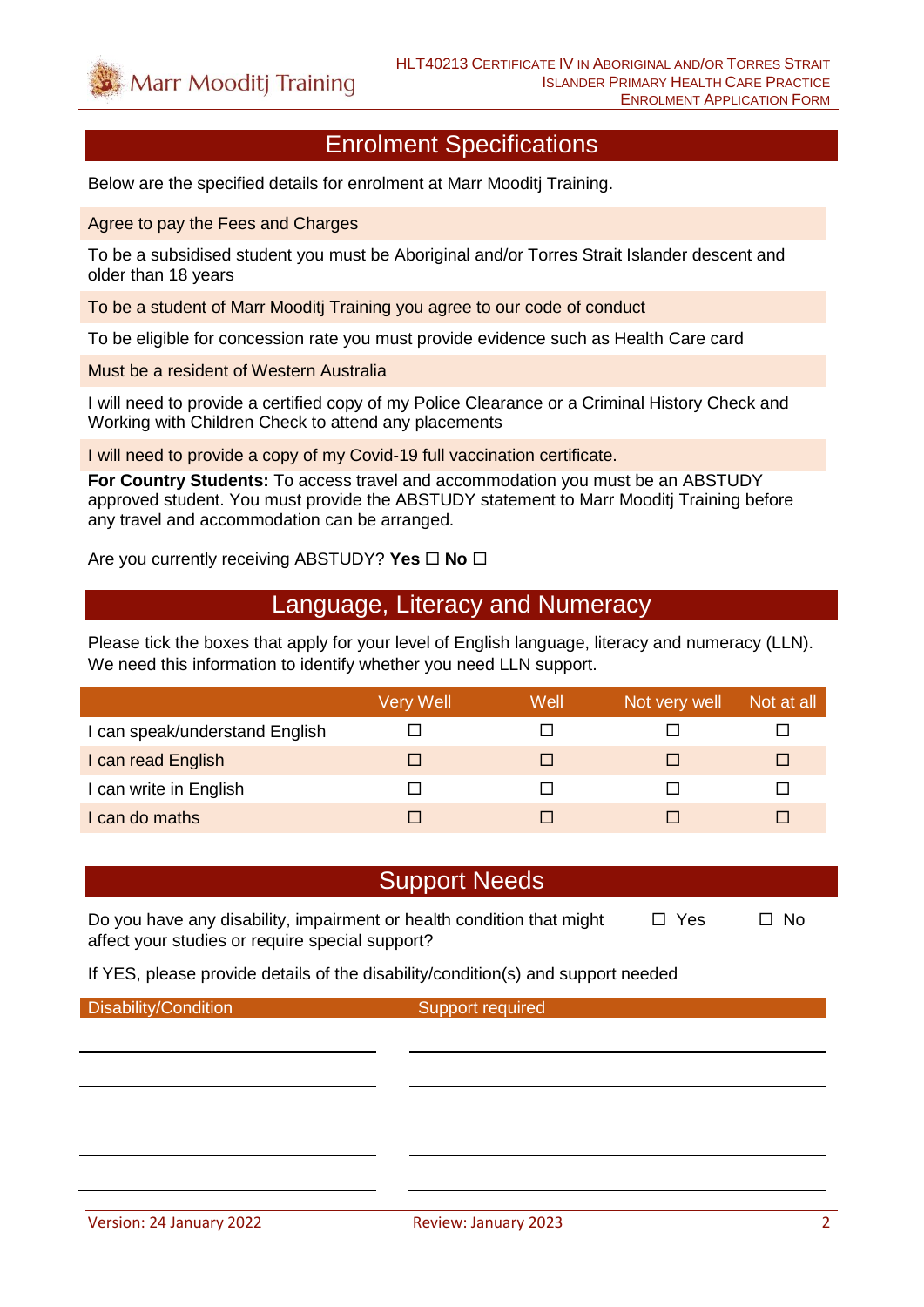## Enrolment Specifications

Below are the specified details for enrolment at Marr Mooditj Training.

Agree to pay the Fees and Charges

To be a subsidised student you must be Aboriginal and/or Torres Strait Islander descent and older than 18 years

To be a student of Marr Mooditj Training you agree to our code of conduct

To be eligible for concession rate you must provide evidence such as Health Care card

Must be a resident of Western Australia

I will need to provide a certified copy of my Police Clearance or a Criminal History Check and Working with Children Check to attend any placements

I will need to provide a copy of my Covid-19 full vaccination certificate.

**For Country Students:** To access travel and accommodation you must be an ABSTUDY approved student. You must provide the ABSTUDY statement to Marr Mooditj Training before any travel and accommodation can be arranged.

Are you currently receiving ABSTUDY? **Yes** ☐ **No** ☐

## Language, Literacy and Numeracy

Please tick the boxes that apply for your level of English language, literacy and numeracy (LLN). We need this information to identify whether you need LLN support.

| | Very Well | Well | Not very well | Not at all |
|---|---|---|---|---|
| I can speak/understand English | ☐ | ☐ | ☐ | ☐ |
| I can read English | ☐ | ☐ | ☐ | ☐ |
| I can write in English | ☐ | ☐ | ☐ | ☐ |
| I can do maths | ☐ | ☐ | ☐ | ☐ |

## Support Needs

Do you have any disability, impairment or health condition that might affect your studies or require special support? ☐ Yes ☐ No

If YES, please provide details of the disability/condition(s) and support needed

| Disability/Condition | Support required |
|---|---|
| | |
| | |
| | |
| | |
| | |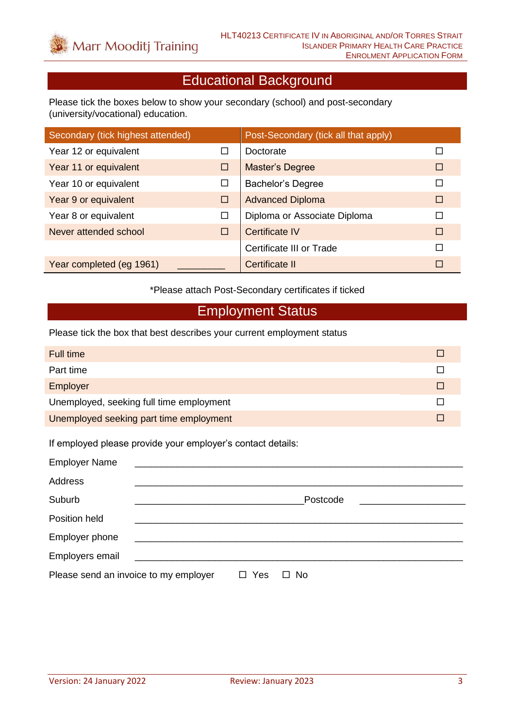## Educational Background

Please tick the boxes below to show your secondary (school) and post-secondary (university/vocational) education.

| Secondary (tick highest attended) | | Post-Secondary (tick all that apply) | |
|---|---|---|---|
| Year 12 or equivalent | ☐ | Doctorate | ☐ |
| Year 11 or equivalent | ☐ | Master's Degree | ☐ |
| Year 10 or equivalent | ☐ | Bachelor's Degree | ☐ |
| Year 9 or equivalent | ☐ | Advanced Diploma | ☐ |
| Year 8 or equivalent | ☐ | Diploma or Associate Diploma | ☐ |
| Never attended school | ☐ | Certificate IV | ☐ |
| | | Certificate III or Trade | ☐ |
| Year completed (eg 1961) | _________ | Certificate II | ☐ |

*Please attach Post-Secondary certificates if ticked

## Employment Status

Please tick the box that best describes your current employment status

| | |
|---|---|
| Full time | ☐ |
| Part time | ☐ |
| Employer | ☐ |
| Unemployed, seeking full time employment | ☐ |
| Unemployed seeking part time employment | ☐ |

If employed please provide your employer's contact details:

Employer Name ____________________________________________________________

Address ____________________________________________________________

Suburb _______________________________ Postcode ___________________

Position held ____________________________________________________________

Employer phone ____________________________________________________________

Employers email ____________________________________________________________

Please send an invoice to my employer ☐ Yes ☐ No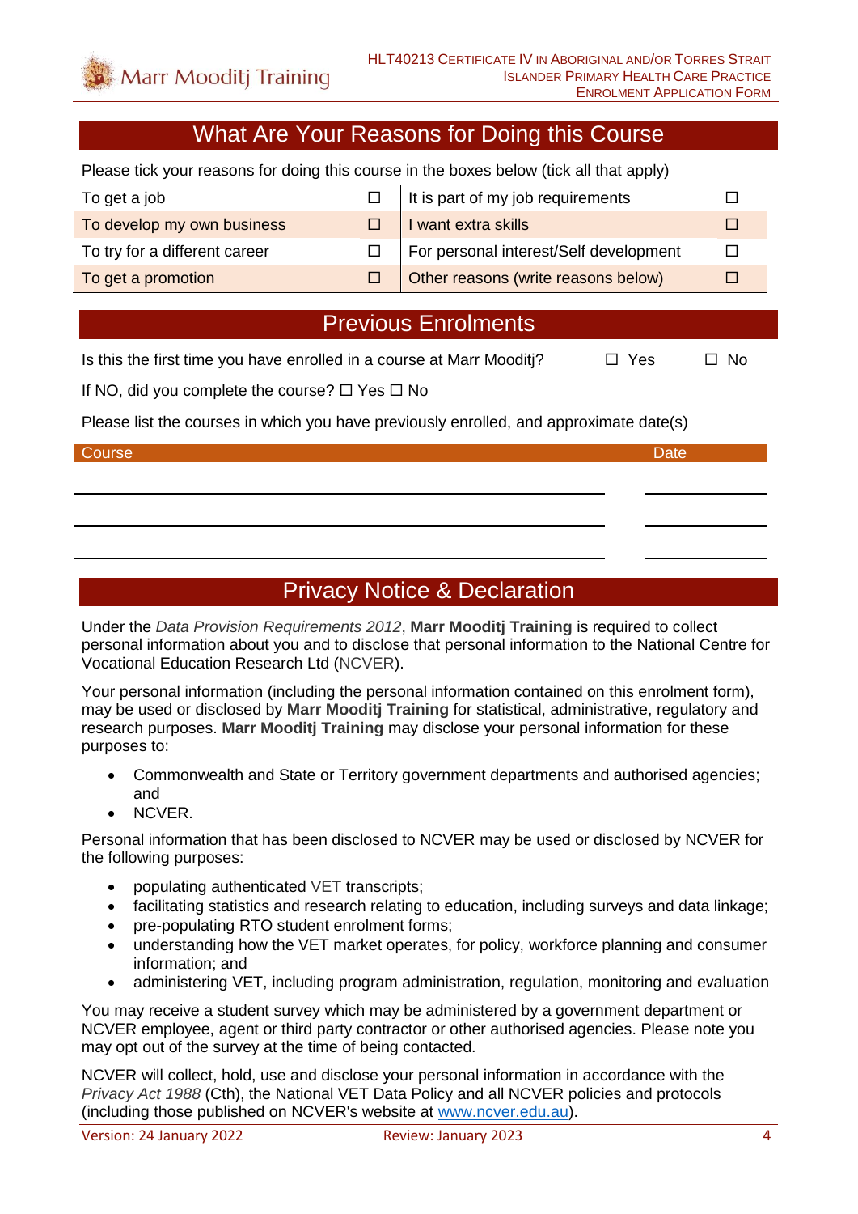## What Are Your Reasons for Doing this Course

Please tick your reasons for doing this course in the boxes below (tick all that apply)

| | | | |
|---|---|---|---|
| To get a job | ☐ | It is part of my job requirements | ☐ |
| To develop my own business | ☐ | I want extra skills | ☐ |
| To try for a different career | ☐ | For personal interest/Self development | ☐ |
| To get a promotion | ☐ | Other reasons (write reasons below) | ☐ |

## Previous Enrolments

Is this the first time you have enrolled in a course at Marr Mooditj? ☐ Yes ☐ No

If NO, did you complete the course? ☐ Yes ☐ No

Please list the courses in which you have previously enrolled, and approximate date(s)

| Course | Date |
|---|---|
| | |
| | |
| | |

## Privacy Notice & Declaration

Under the *Data Provision Requirements 2012*, **Marr Mooditj Training** is required to collect personal information about you and to disclose that personal information to the National Centre for Vocational Education Research Ltd (NCVER).

Your personal information (including the personal information contained on this enrolment form), may be used or disclosed by **Marr Mooditj Training** for statistical, administrative, regulatory and research purposes. **Marr Mooditj Training** may disclose your personal information for these purposes to:

- Commonwealth and State or Territory government departments and authorised agencies; and
- NCVER.

Personal information that has been disclosed to NCVER may be used or disclosed by NCVER for the following purposes:

- populating authenticated VET transcripts;
- facilitating statistics and research relating to education, including surveys and data linkage;
- pre-populating RTO student enrolment forms;
- understanding how the VET market operates, for policy, workforce planning and consumer information; and
- administering VET, including program administration, regulation, monitoring and evaluation

You may receive a student survey which may be administered by a government department or NCVER employee, agent or third party contractor or other authorised agencies. Please note you may opt out of the survey at the time of being contacted.

NCVER will collect, hold, use and disclose your personal information in accordance with the *Privacy Act 1988* (Cth), the National VET Data Policy and all NCVER policies and protocols (including those published on NCVER's website at www.ncver.edu.au).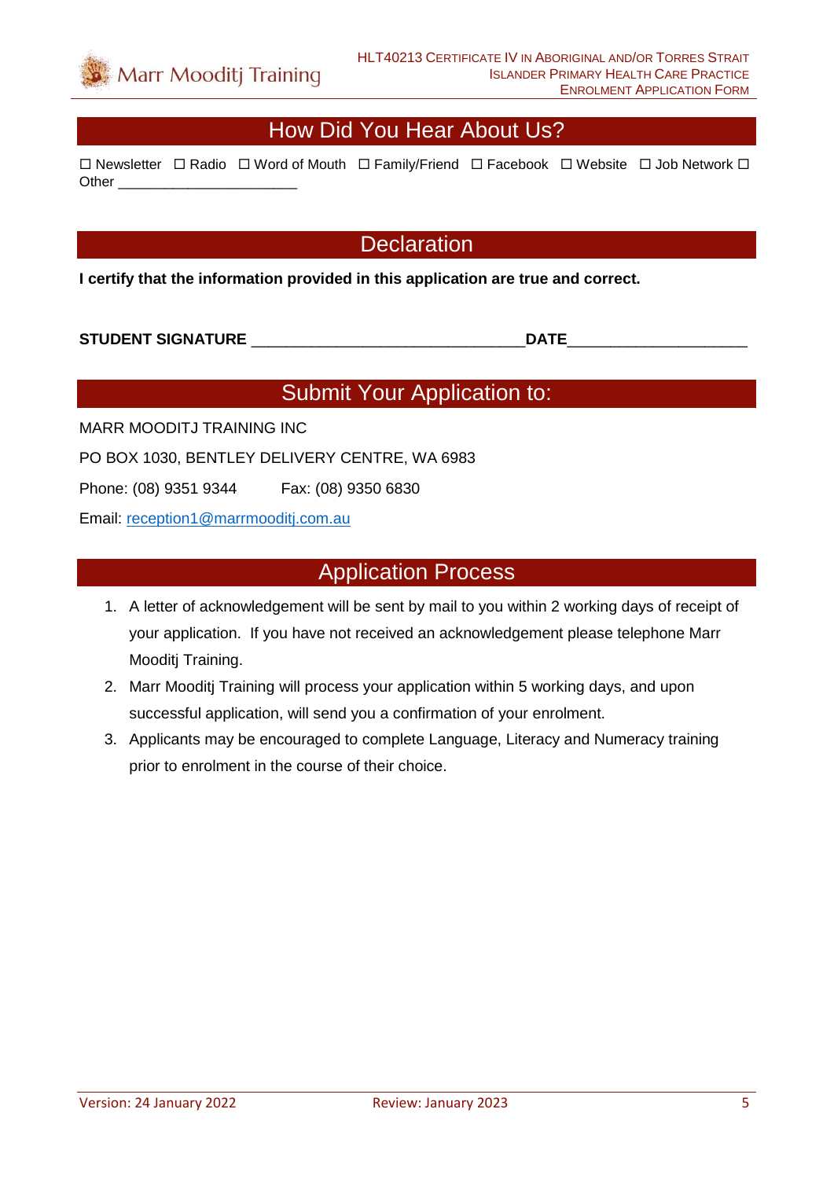## How Did You Hear About Us?

☐ Newsletter ☐ Radio ☐ Word of Mouth ☐ Family/Friend ☐ Facebook ☐ Website ☐ Job Network ☐ Other _______________________

## Declaration

**I certify that the information provided in this application are true and correct.**

**STUDENT SIGNATURE** ________________________________**DATE**_____________________

## Submit Your Application to:

MARR MOODITJ TRAINING INC

PO BOX 1030, BENTLEY DELIVERY CENTRE, WA 6983

Phone: (08) 9351 9344 Fax: (08) 9350 6830

Email: reception1@marrmooditj.com.au

## Application Process

1. A letter of acknowledgement will be sent by mail to you within 2 working days of receipt of your application. If you have not received an acknowledgement please telephone Marr Mooditj Training.
2. Marr Mooditj Training will process your application within 5 working days, and upon successful application, will send you a confirmation of your enrolment.
3. Applicants may be encouraged to complete Language, Literacy and Numeracy training prior to enrolment in the course of their choice.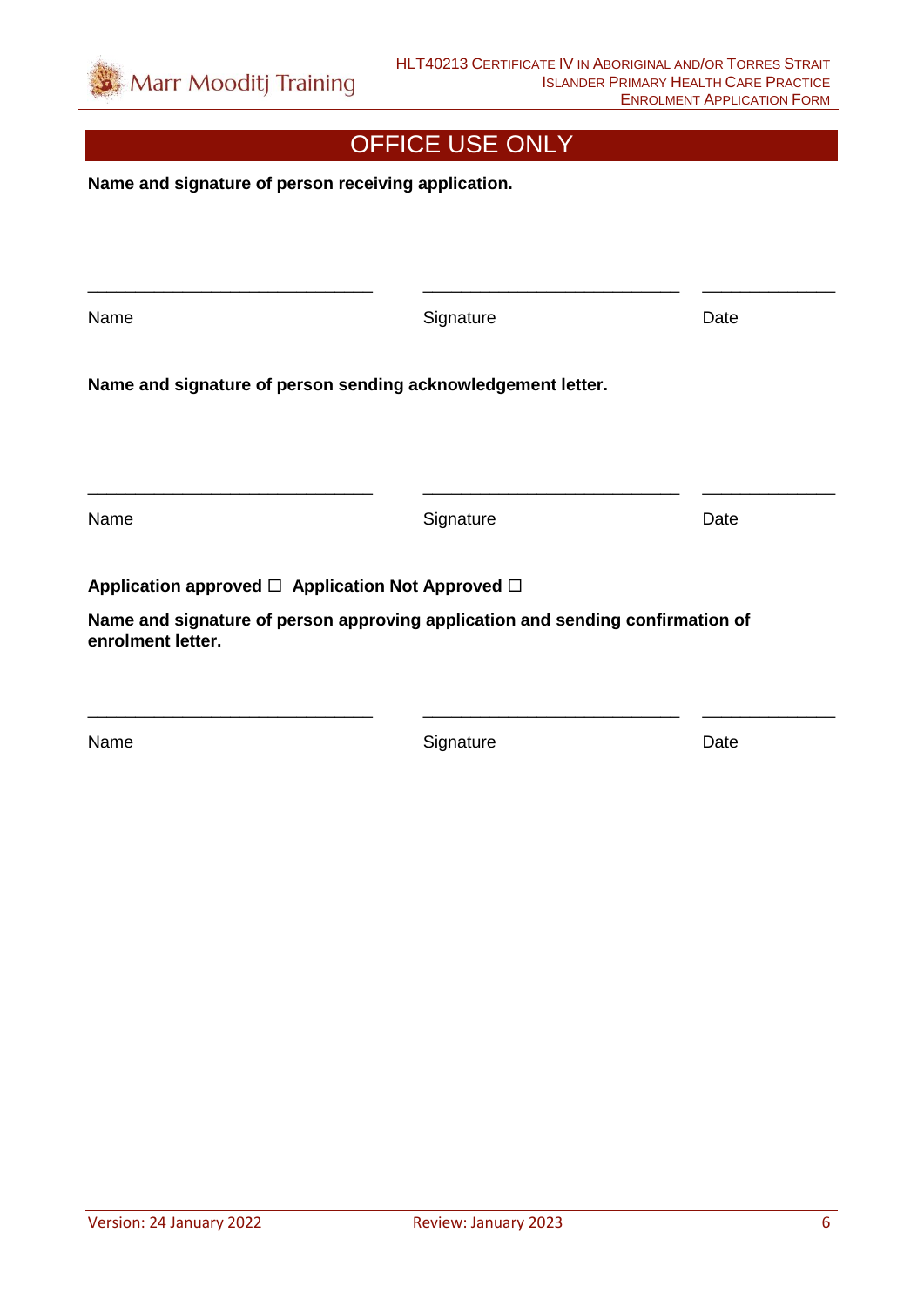## OFFICE USE ONLY

**Name and signature of person receiving application.**

\_\_\_\_\_\_\_\_\_\_\_\_\_\_\_\_\_\_\_\_\_\_\_\_\_\_\_\_\_\_ \_\_\_\_\_\_\_\_\_\_\_\_\_\_\_\_\_\_\_\_\_\_\_\_\_\_\_ \_\_\_\_\_\_\_\_\_\_\_\_\_\_

Name Signature Date

**Name and signature of person sending acknowledgement letter.**

\_\_\_\_\_\_\_\_\_\_\_\_\_\_\_\_\_\_\_\_\_\_\_\_\_\_\_\_\_\_ \_\_\_\_\_\_\_\_\_\_\_\_\_\_\_\_\_\_\_\_\_\_\_\_\_\_\_ \_\_\_\_\_\_\_\_\_\_\_\_\_\_

Name Signature Date

**Application approved ☐ Application Not Approved ☐**

**Name and signature of person approving application and sending confirmation of enrolment letter.**

\_\_\_\_\_\_\_\_\_\_\_\_\_\_\_\_\_\_\_\_\_\_\_\_\_\_\_\_\_\_ \_\_\_\_\_\_\_\_\_\_\_\_\_\_\_\_\_\_\_\_\_\_\_\_\_\_\_ \_\_\_\_\_\_\_\_\_\_\_\_\_\_

Name Signature Date